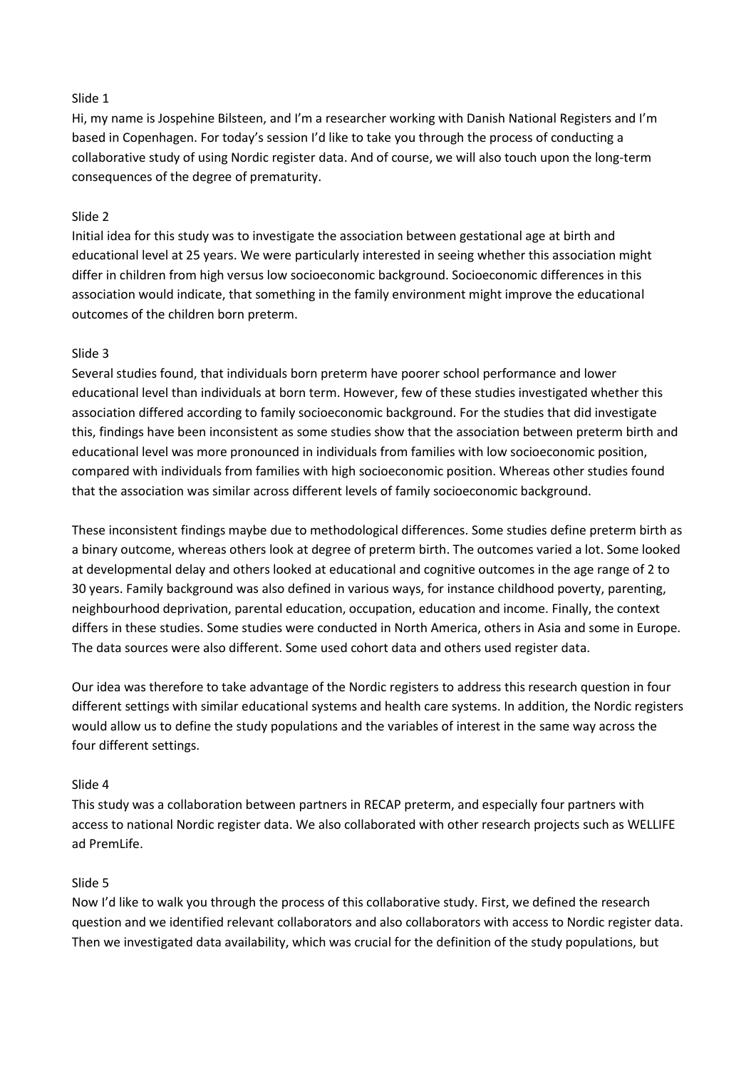Slide 1

Hi, my name is Jospehine Bilsteen, and I'm a researcher working with Danish National Registers and I'm based in Copenhagen. For today's session I'd like to take you through the process of conducting a collaborative study of using Nordic register data. And of course, we will also touch upon the long-term consequences of the degree of prematurity.

Slide 2

Initial idea for this study was to investigate the association between gestational age at birth and educational level at 25 years. We were particularly interested in seeing whether this association might differ in children from high versus low socioeconomic background. Socioeconomic differences in this association would indicate, that something in the family environment might improve the educational outcomes of the children born preterm.

Slide 3

Several studies found, that individuals born preterm have poorer school performance and lower educational level than individuals at born term. However, few of these studies investigated whether this association differed according to family socioeconomic background. For the studies that did investigate this, findings have been inconsistent as some studies show that the association between preterm birth and educational level was more pronounced in individuals from families with low socioeconomic position, compared with individuals from families with high socioeconomic position. Whereas other studies found that the association was similar across different levels of family socioeconomic background.

These inconsistent findings maybe due to methodological differences. Some studies define preterm birth as a binary outcome, whereas others look at degree of preterm birth. The outcomes varied a lot. Some looked at developmental delay and others looked at educational and cognitive outcomes in the age range of 2 to 30 years. Family background was also defined in various ways, for instance childhood poverty, parenting, neighbourhood deprivation, parental education, occupation, education and income. Finally, the context differs in these studies. Some studies were conducted in North America, others in Asia and some in Europe. The data sources were also different. Some used cohort data and others used register data.

Our idea was therefore to take advantage of the Nordic registers to address this research question in four different settings with similar educational systems and health care systems. In addition, the Nordic registers would allow us to define the study populations and the variables of interest in the same way across the four different settings.

Slide 4

This study was a collaboration between partners in RECAP preterm, and especially four partners with access to national Nordic register data. We also collaborated with other research projects such as WELLIFE ad PremLife.

Slide 5

Now I'd like to walk you through the process of this collaborative study. First, we defined the research question and we identified relevant collaborators and also collaborators with access to Nordic register data. Then we investigated data availability, which was crucial for the definition of the study populations, but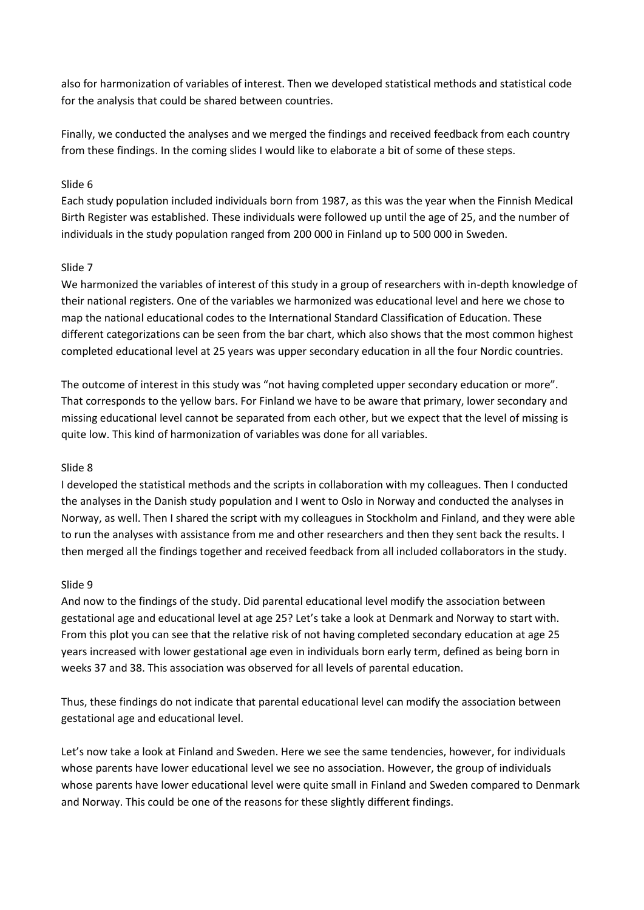also for harmonization of variables of interest. Then we developed statistical methods and statistical code for the analysis that could be shared between countries.

Finally, we conducted the analyses and we merged the findings and received feedback from each country from these findings. In the coming slides I would like to elaborate a bit of some of these steps.

Slide 6

Each study population included individuals born from 1987, as this was the year when the Finnish Medical Birth Register was established. These individuals were followed up until the age of 25, and the number of individuals in the study population ranged from 200 000 in Finland up to 500 000 in Sweden.

Slide 7

We harmonized the variables of interest of this study in a group of researchers with in-depth knowledge of their national registers. One of the variables we harmonized was educational level and here we chose to map the national educational codes to the International Standard Classification of Education. These different categorizations can be seen from the bar chart, which also shows that the most common highest completed educational level at 25 years was upper secondary education in all the four Nordic countries.

The outcome of interest in this study was "not having completed upper secondary education or more". That corresponds to the yellow bars. For Finland we have to be aware that primary, lower secondary and missing educational level cannot be separated from each other, but we expect that the level of missing is quite low. This kind of harmonization of variables was done for all variables.

Slide 8

I developed the statistical methods and the scripts in collaboration with my colleagues. Then I conducted the analyses in the Danish study population and I went to Oslo in Norway and conducted the analyses in Norway, as well. Then I shared the script with my colleagues in Stockholm and Finland, and they were able to run the analyses with assistance from me and other researchers and then they sent back the results. I then merged all the findings together and received feedback from all included collaborators in the study.

Slide 9

And now to the findings of the study. Did parental educational level modify the association between gestational age and educational level at age 25? Let's take a look at Denmark and Norway to start with. From this plot you can see that the relative risk of not having completed secondary education at age 25 years increased with lower gestational age even in individuals born early term, defined as being born in weeks 37 and 38. This association was observed for all levels of parental education.

Thus, these findings do not indicate that parental educational level can modify the association between gestational age and educational level.

Let's now take a look at Finland and Sweden. Here we see the same tendencies, however, for individuals whose parents have lower educational level we see no association. However, the group of individuals whose parents have lower educational level were quite small in Finland and Sweden compared to Denmark and Norway. This could be one of the reasons for these slightly different findings.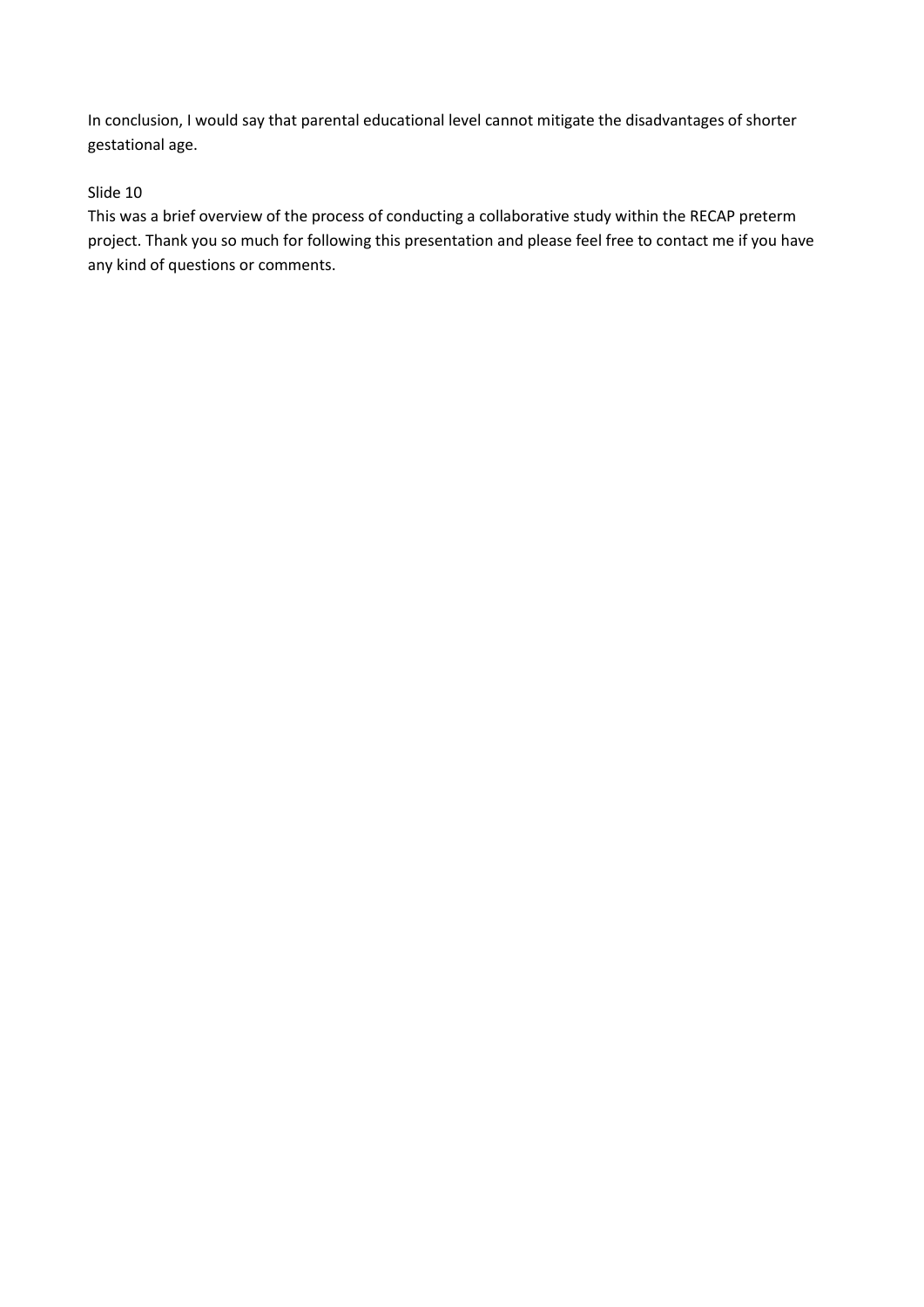In conclusion, I would say that parental educational level cannot mitigate the disadvantages of shorter gestational age.

Slide 10

This was a brief overview of the process of conducting a collaborative study within the RECAP preterm project. Thank you so much for following this presentation and please feel free to contact me if you have any kind of questions or comments.